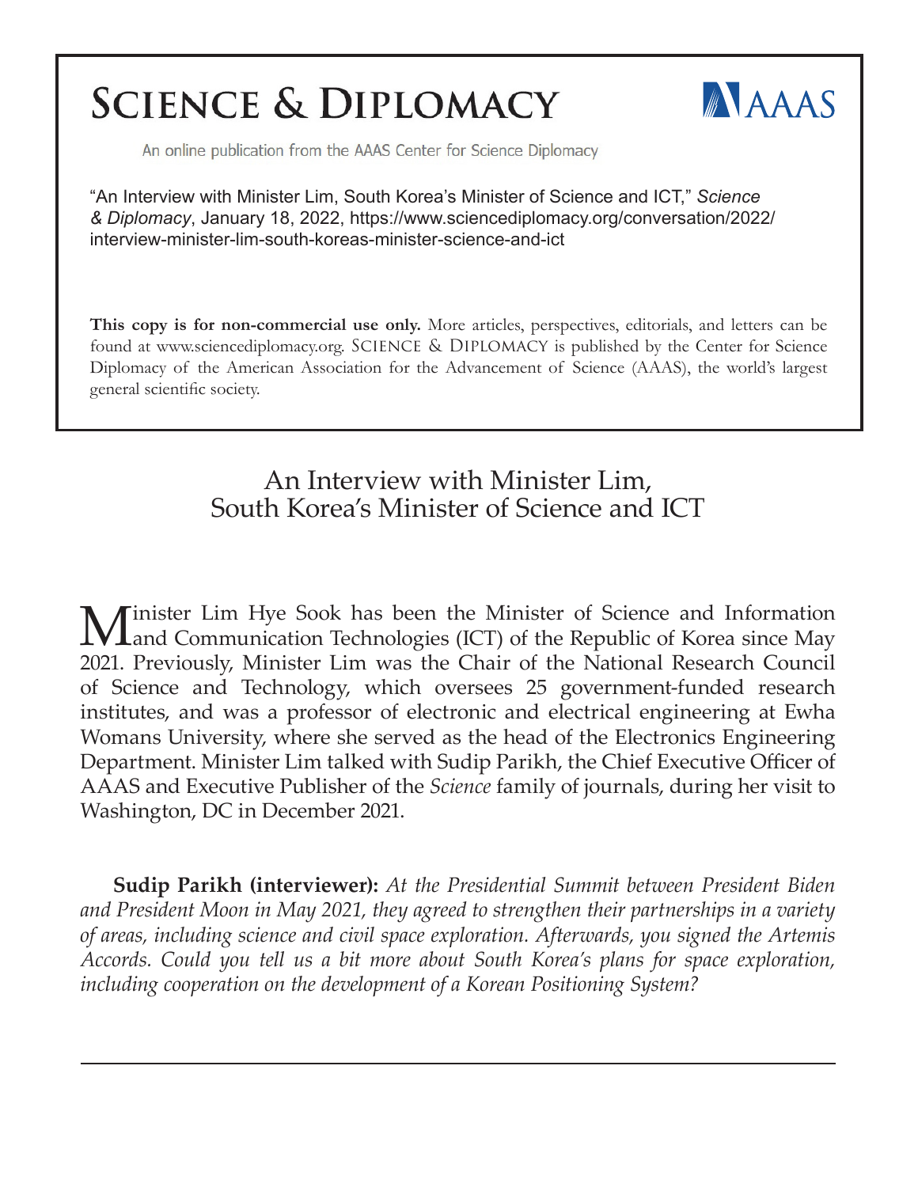# SCIENCE & DIPLOMACY

AAAS

An online publication from the AAAS Center for Science Diplomacy

"An Interview with Minister Lim, South Korea's Minister of Science and ICT," *Science & Diplomacy*, January 18, 2022, https://www.sciencediplomacy.org/conversation/2022/interview-minister-lim-south-koreas-minister-science-and-ict

**This copy is for non-commercial use only.** More articles, perspectives, editorials, and letters can be found at www.sciencediplomacy.org. SCIENCE & DIPLOMACY is published by the Center for Science Diplomacy of the American Association for the Advancement of Science (AAAS), the world's largest general scientific society.

## An Interview with Minister Lim, South Korea's Minister of Science and ICT

Minister Lim Hye Sook has been the Minister of Science and Information and Communication Technologies (ICT) of the Republic of Korea since May 2021. Previously, Minister Lim was the Chair of the National Research Council of Science and Technology, which oversees 25 government-funded research institutes, and was a professor of electronic and electrical engineering at Ewha Womans University, where she served as the head of the Electronics Engineering Department. Minister Lim talked with Sudip Parikh, the Chief Executive Officer of AAAS and Executive Publisher of the *Science* family of journals, during her visit to Washington, DC in December 2021.

**Sudip Parikh (interviewer):** *At the Presidential Summit between President Biden and President Moon in May 2021, they agreed to strengthen their partnerships in a variety of areas, including science and civil space exploration. Afterwards, you signed the Artemis Accords. Could you tell us a bit more about South Korea's plans for space exploration, including cooperation on the development of a Korean Positioning System?*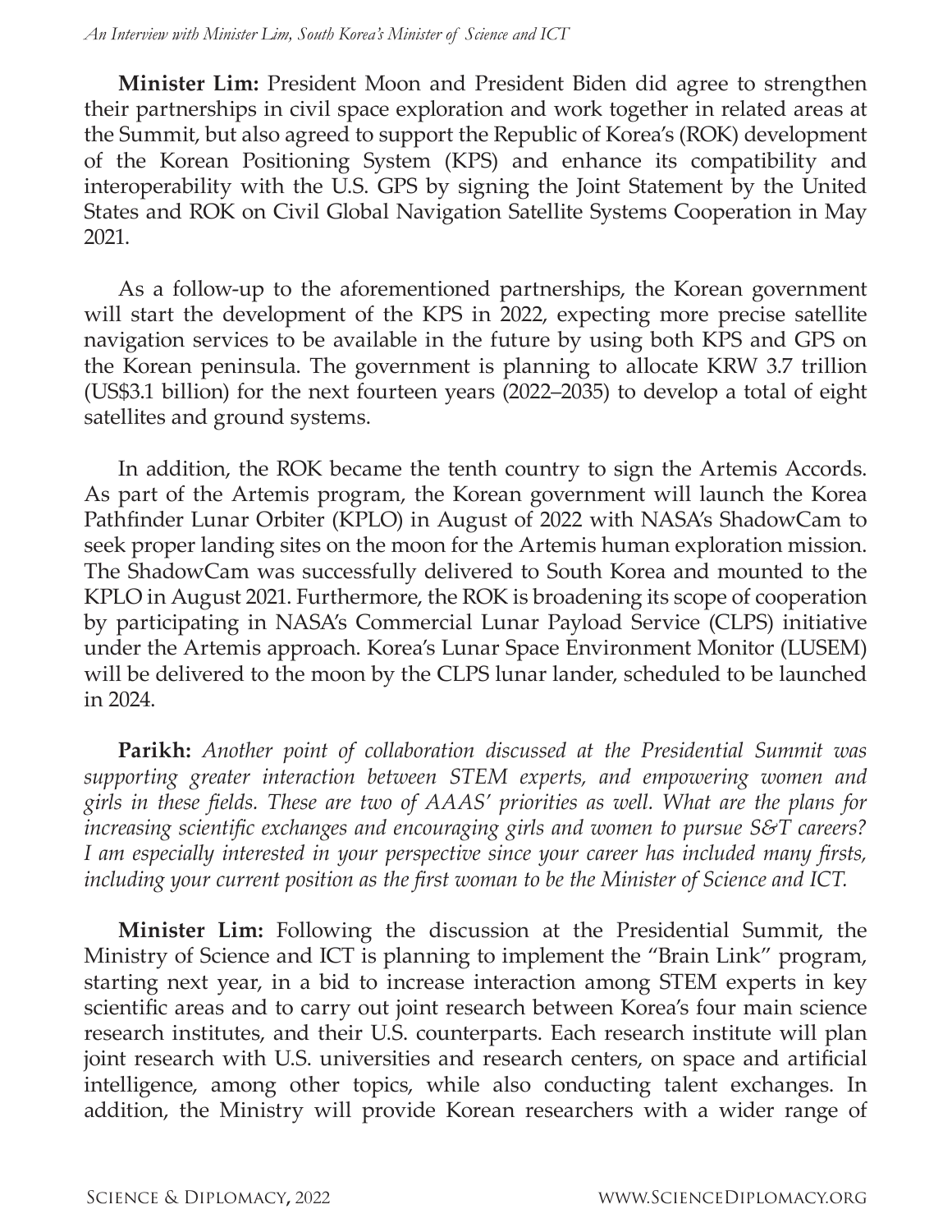**Minister Lim:** President Moon and President Biden did agree to strengthen their partnerships in civil space exploration and work together in related areas at the Summit, but also agreed to support the Republic of Korea's (ROK) development of the Korean Positioning System (KPS) and enhance its compatibility and interoperability with the U.S. GPS by signing the Joint Statement by the United States and ROK on Civil Global Navigation Satellite Systems Cooperation in May 2021.

As a follow-up to the aforementioned partnerships, the Korean government will start the development of the KPS in 2022, expecting more precise satellite navigation services to be available in the future by using both KPS and GPS on the Korean peninsula. The government is planning to allocate KRW 3.7 trillion (US$3.1 billion) for the next fourteen years (2022–2035) to develop a total of eight satellites and ground systems.

In addition, the ROK became the tenth country to sign the Artemis Accords. As part of the Artemis program, the Korean government will launch the Korea Pathfinder Lunar Orbiter (KPLO) in August of 2022 with NASA's ShadowCam to seek proper landing sites on the moon for the Artemis human exploration mission. The ShadowCam was successfully delivered to South Korea and mounted to the KPLO in August 2021. Furthermore, the ROK is broadening its scope of cooperation by participating in NASA's Commercial Lunar Payload Service (CLPS) initiative under the Artemis approach. Korea's Lunar Space Environment Monitor (LUSEM) will be delivered to the moon by the CLPS lunar lander, scheduled to be launched in 2024.

**Parikh:** *Another point of collaboration discussed at the Presidential Summit was supporting greater interaction between STEM experts, and empowering women and girls in these fields. These are two of AAAS' priorities as well. What are the plans for increasing scientific exchanges and encouraging girls and women to pursue S&T careers? I am especially interested in your perspective since your career has included many firsts, including your current position as the first woman to be the Minister of Science and ICT.*

**Minister Lim:** Following the discussion at the Presidential Summit, the Ministry of Science and ICT is planning to implement the "Brain Link" program, starting next year, in a bid to increase interaction among STEM experts in key scientific areas and to carry out joint research between Korea's four main science research institutes, and their U.S. counterparts. Each research institute will plan joint research with U.S. universities and research centers, on space and artificial intelligence, among other topics, while also conducting talent exchanges. In addition, the Ministry will provide Korean researchers with a wider range of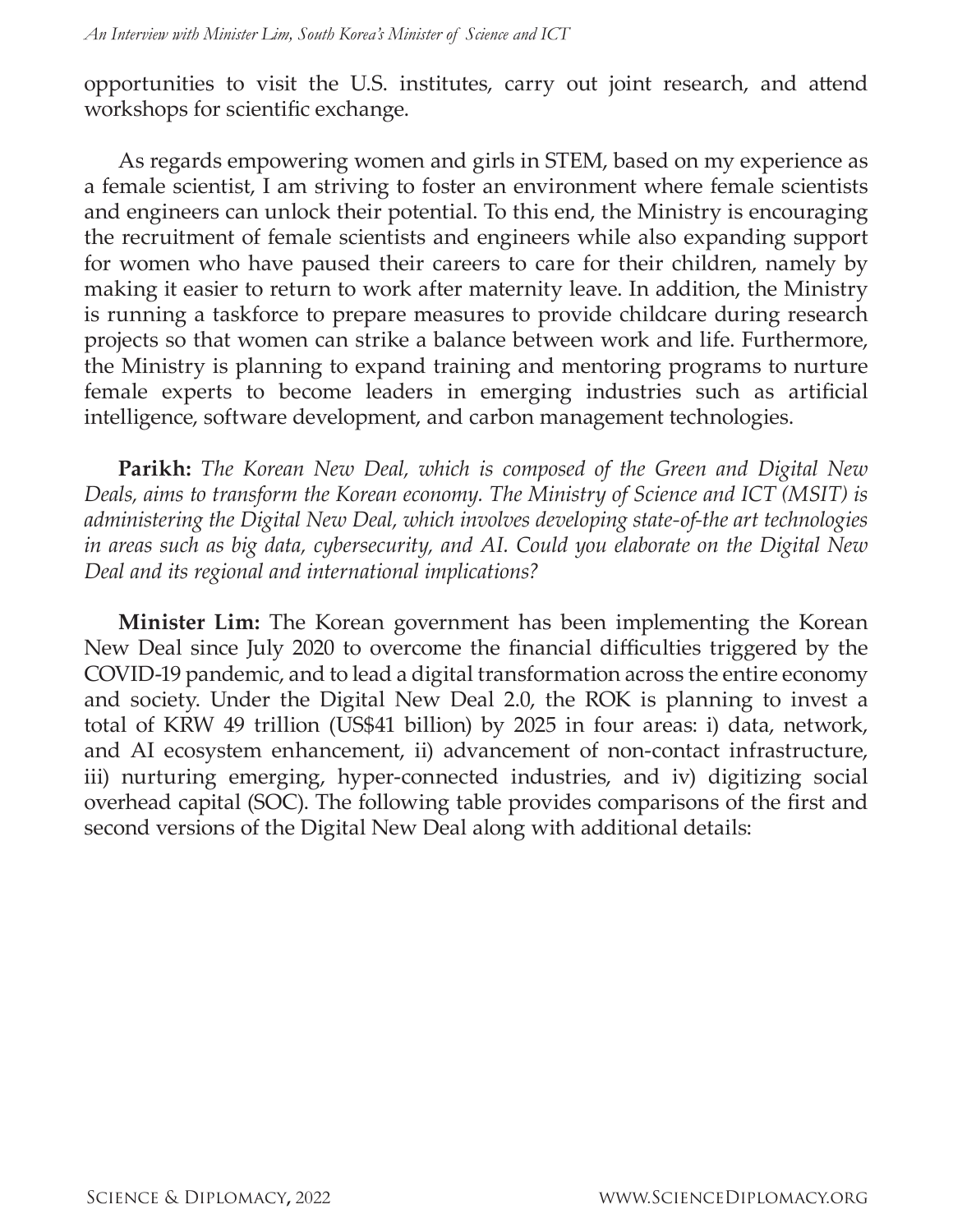opportunities to visit the U.S. institutes, carry out joint research, and attend workshops for scientific exchange.

As regards empowering women and girls in STEM, based on my experience as a female scientist, I am striving to foster an environment where female scientists and engineers can unlock their potential. To this end, the Ministry is encouraging the recruitment of female scientists and engineers while also expanding support for women who have paused their careers to care for their children, namely by making it easier to return to work after maternity leave. In addition, the Ministry is running a taskforce to prepare measures to provide childcare during research projects so that women can strike a balance between work and life. Furthermore, the Ministry is planning to expand training and mentoring programs to nurture female experts to become leaders in emerging industries such as artificial intelligence, software development, and carbon management technologies.

**Parikh:** *The Korean New Deal, which is composed of the Green and Digital New Deals, aims to transform the Korean economy. The Ministry of Science and ICT (MSIT) is administering the Digital New Deal, which involves developing state-of-the art technologies in areas such as big data, cybersecurity, and AI. Could you elaborate on the Digital New Deal and its regional and international implications?*

**Minister Lim:** The Korean government has been implementing the Korean New Deal since July 2020 to overcome the financial difficulties triggered by the COVID-19 pandemic, and to lead a digital transformation across the entire economy and society. Under the Digital New Deal 2.0, the ROK is planning to invest a total of KRW 49 trillion (US$41 billion) by 2025 in four areas: i) data, network, and AI ecosystem enhancement, ii) advancement of non-contact infrastructure, iii) nurturing emerging, hyper-connected industries, and iv) digitizing social overhead capital (SOC). The following table provides comparisons of the first and second versions of the Digital New Deal along with additional details: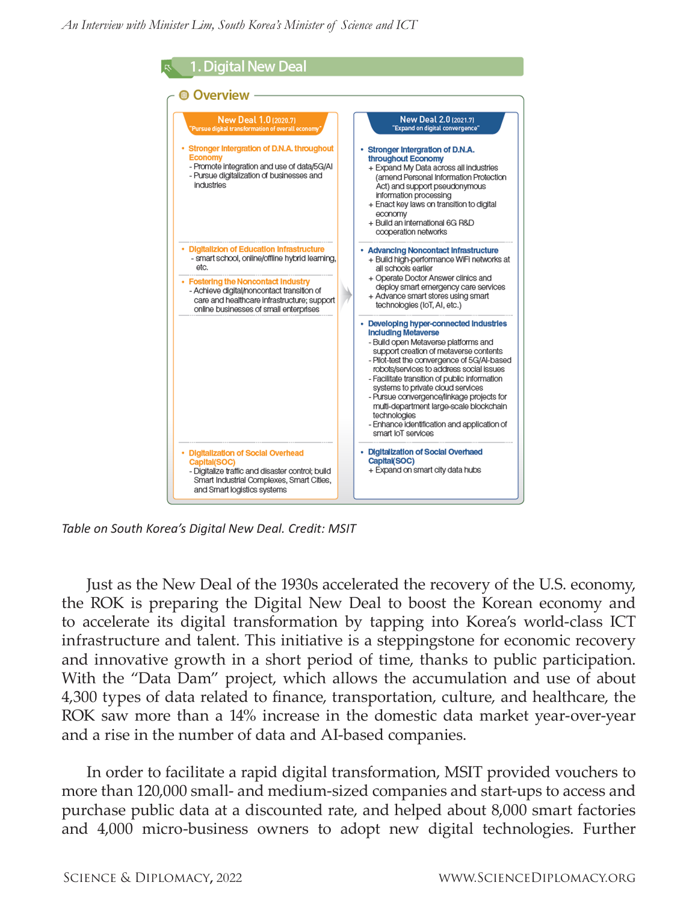## 1. Digital New Deal

### Overview

| New Deal 1.0 (2020.7) "Pursue digital transformation of overall economy" | New Deal 2.0 (2021.7) "Expand on digital convergence" |
|---|---|
| • **Stronger Intergration of D.N.A. throughout Economy** <br> - Promote integration and use of data/5G/AI <br> - Pursue digitalization of businesses and industries | • **Stronger Intergration of D.N.A. throughout Economy** <br> + Expand My Data across all industries (amend Personal Information Protection Act) and support pseudonymous information processing <br> + Enact key laws on transition to digital economy <br> + Build an international 6G R&D cooperation networks |
| • **Digitalizion of Education Infrastructure** <br> - smart school, online/offline hybrid learning, etc. <br> • **Fostering the Noncontact Industry** <br> - Achieve digital/noncontact transition of care and healthcare infrastructure; support online businesses of small enterprises | • **Advancing Noncontact Infrastructure** <br> + Build high-performance WiFi networks at all schools earlier <br> + Operate Doctor Answer clinics and deploy smart emergency care services <br> + Advance smart stores using smart technologies (IoT, AI, etc.) |
| | • **Developing hyper-connected Industries Including Metaverse** <br> - Build open Metaverse platforms and support creation of metaverse contents <br> - Pilot-test the convergence of 5G/AI-based robots/services to address social issues <br> - Facilitate transition of public information systems to private cloud services <br> - Pursue convergence/linkage projects for multi-department large-scale blockchain technologies <br> - Enhance identification and application of smart IoT services |
| • **Digitalization of Social Overhead Capital(SOC)** <br> - Digitalize traffic and disaster control; build Smart Industrial Complexes, Smart Cities, and Smart logistics systems | • **Digitalization of Social Overhaed Capital(SOC)** <br> + Expand on smart city data hubs |

*Table on South Korea's Digital New Deal. Credit: MSIT*

Just as the New Deal of the 1930s accelerated the recovery of the U.S. economy, the ROK is preparing the Digital New Deal to boost the Korean economy and to accelerate its digital transformation by tapping into Korea's world-class ICT infrastructure and talent. This initiative is a steppingstone for economic recovery and innovative growth in a short period of time, thanks to public participation. With the "Data Dam" project, which allows the accumulation and use of about 4,300 types of data related to finance, transportation, culture, and healthcare, the ROK saw more than a 14% increase in the domestic data market year-over-year and a rise in the number of data and AI-based companies.

In order to facilitate a rapid digital transformation, MSIT provided vouchers to more than 120,000 small- and medium-sized companies and start-ups to access and purchase public data at a discounted rate, and helped about 8,000 smart factories and 4,000 micro-business owners to adopt new digital technologies. Further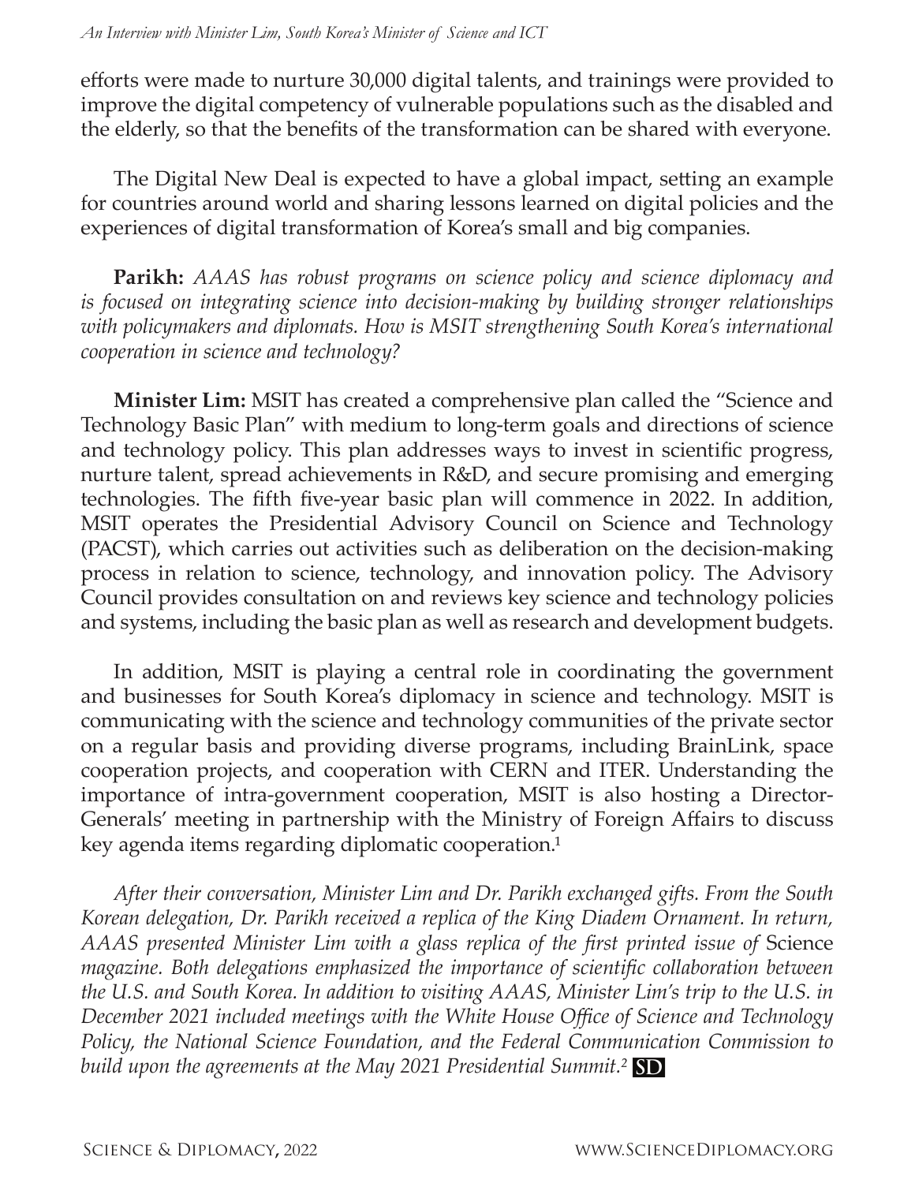efforts were made to nurture 30,000 digital talents, and trainings were provided to improve the digital competency of vulnerable populations such as the disabled and the elderly, so that the benefits of the transformation can be shared with everyone.

The Digital New Deal is expected to have a global impact, setting an example for countries around world and sharing lessons learned on digital policies and the experiences of digital transformation of Korea's small and big companies.

**Parikh:** *AAAS has robust programs on science policy and science diplomacy and is focused on integrating science into decision-making by building stronger relationships with policymakers and diplomats. How is MSIT strengthening South Korea's international cooperation in science and technology?*

**Minister Lim:** MSIT has created a comprehensive plan called the "Science and Technology Basic Plan" with medium to long-term goals and directions of science and technology policy. This plan addresses ways to invest in scientific progress, nurture talent, spread achievements in R&D, and secure promising and emerging technologies. The fifth five-year basic plan will commence in 2022. In addition, MSIT operates the Presidential Advisory Council on Science and Technology (PACST), which carries out activities such as deliberation on the decision-making process in relation to science, technology, and innovation policy. The Advisory Council provides consultation on and reviews key science and technology policies and systems, including the basic plan as well as research and development budgets.

In addition, MSIT is playing a central role in coordinating the government and businesses for South Korea's diplomacy in science and technology. MSIT is communicating with the science and technology communities of the private sector on a regular basis and providing diverse programs, including BrainLink, space cooperation projects, and cooperation with CERN and ITER. Understanding the importance of intra-government cooperation, MSIT is also hosting a Director-Generals' meeting in partnership with the Ministry of Foreign Affairs to discuss key agenda items regarding diplomatic cooperation.[1]

*After their conversation, Minister Lim and Dr. Parikh exchanged gifts. From the South Korean delegation, Dr. Parikh received a replica of the King Diadem Ornament. In return, AAAS presented Minister Lim with a glass replica of the first printed issue of* Science *magazine. Both delegations emphasized the importance of scientific collaboration between the U.S. and South Korea. In addition to visiting AAAS, Minister Lim's trip to the U.S. in December 2021 included meetings with the White House Office of Science and Technology Policy, the National Science Foundation, and the Federal Communication Commission to build upon the agreements at the May 2021 Presidential Summit.*[2] **SD**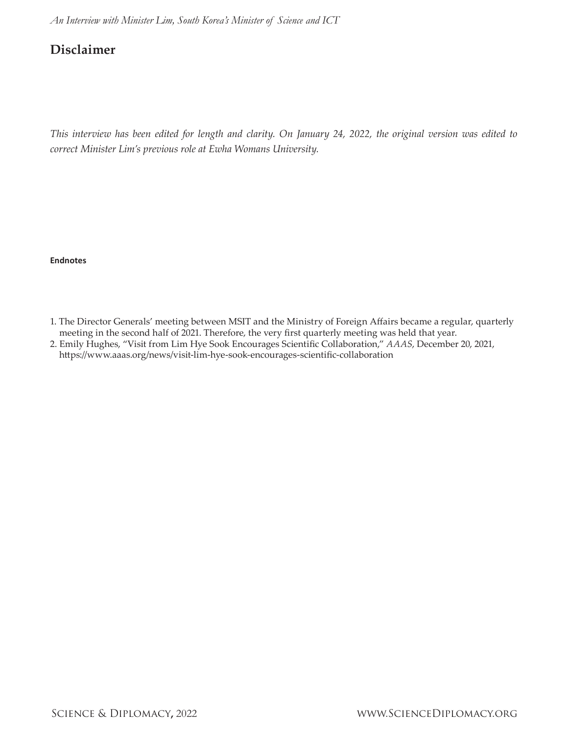## Disclaimer

*This interview has been edited for length and clarity. On January 24, 2022, the original version was edited to correct Minister Lim's previous role at Ewha Womans University.*

**Endnotes**

1. The Director Generals' meeting between MSIT and the Ministry of Foreign Affairs became a regular, quarterly meeting in the second half of 2021. Therefore, the very first quarterly meeting was held that year.
2. Emily Hughes, "Visit from Lim Hye Sook Encourages Scientific Collaboration," *AAAS*, December 20, 2021, https://www.aaas.org/news/visit-lim-hye-sook-encourages-scientific-collaboration